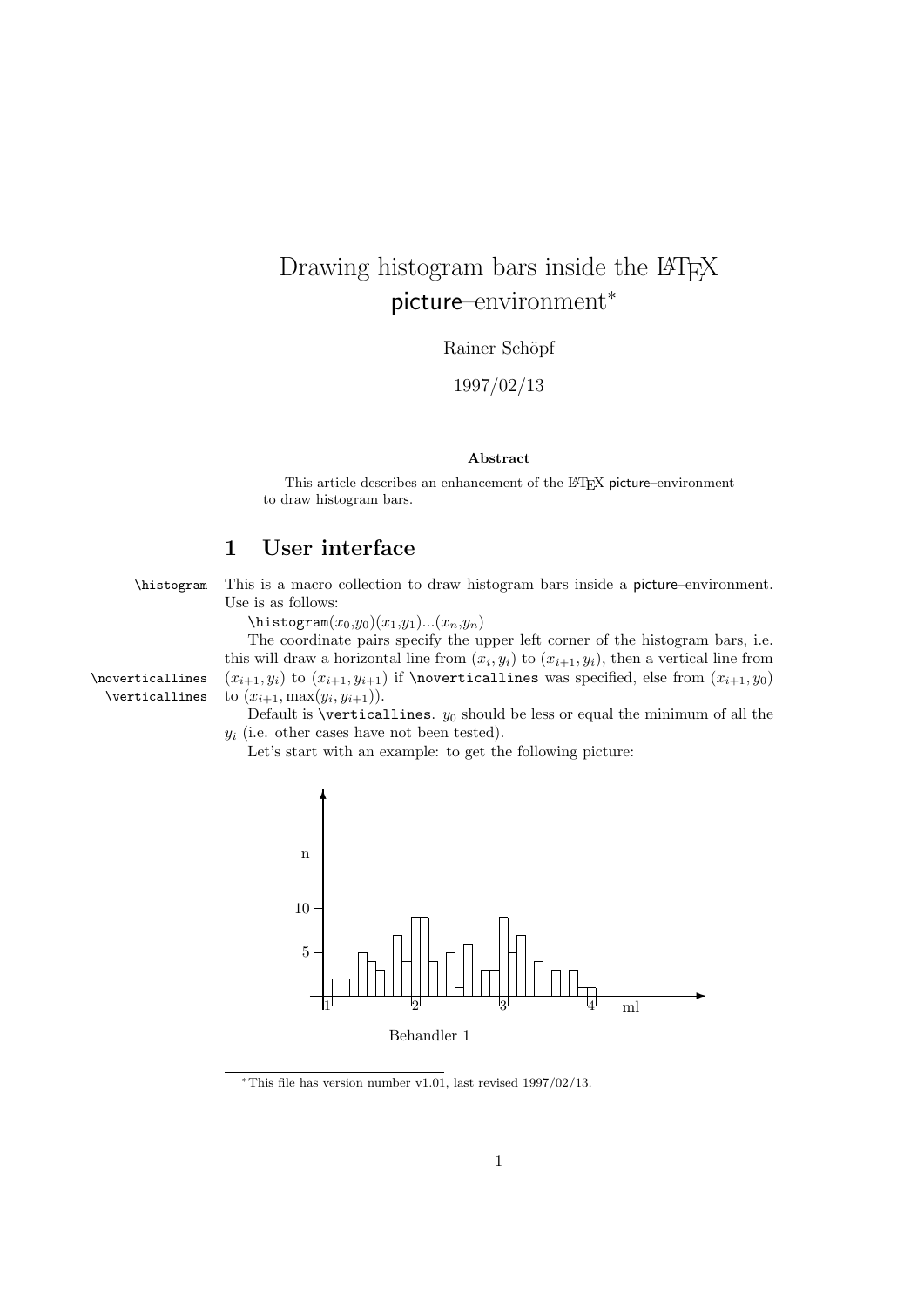# Drawing histogram bars inside the LaTeX picture–environment*

Rainer Schöpf

1997/02/13

**Abstract**

This article describes an enhancement of the LaTeX picture–environment to draw histogram bars.

## 1 User interface

`\histogram` This is a macro collection to draw histogram bars inside a picture–environment. Use is as follows:

`\histogram`$(x_0,y_0)(x_1,y_1)...(x_n,y_n)$

The coordinate pairs specify the upper left corner of the histogram bars, i.e. this will draw a horizontal line from $(x_i, y_i)$ to $(x_{i+1}, y_i)$, then a vertical line from $(x_{i+1}, y_i)$ to $(x_{i+1}, y_{i+1})$ if `\noverticallines` was specified, else from $(x_{i+1}, y_0)$ to $(x_{i+1}, \max(y_i, y_{i+1}))$.

`\noverticallines` `\verticallines`

Default is `\verticallines`. $y_0$ should be less or equal the minimum of all the $y_i$ (i.e. other cases have not been tested).

Let's start with an example: to get the following picture:

n

10

5

1 2 3 4 ml

Behandler 1

*This file has version number v1.01, last revised 1997/02/13.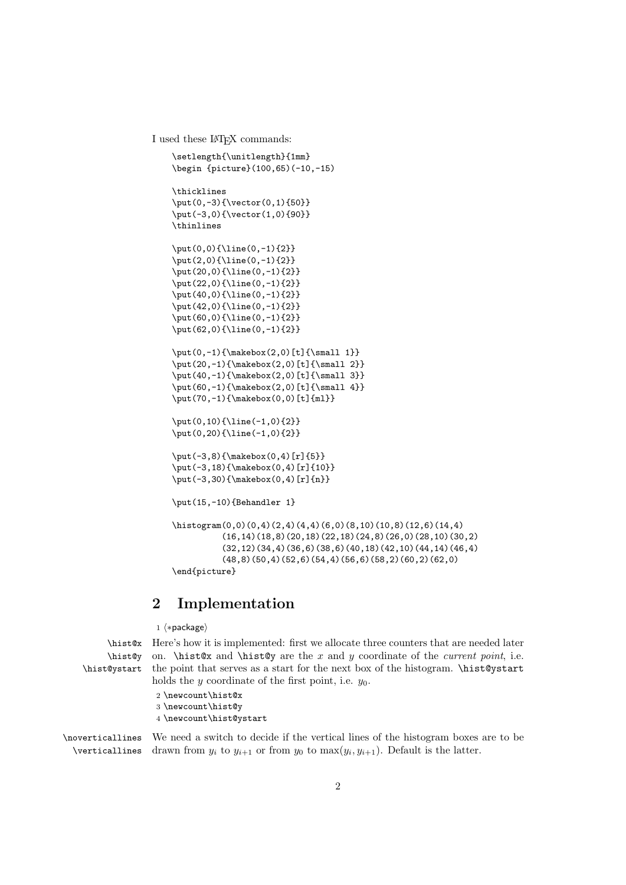I used these LaTeX commands:

```
\setlength{\unitlength}{1mm}
\begin {picture}(100,65)(-10,-15)

\thicklines
\put(0,-3){\vector(0,1){50}}
\put(-3,0){\vector(1,0){90}}
\thinlines

\put(0,0){\line(0,-1){2}}
\put(2,0){\line(0,-1){2}}
\put(20,0){\line(0,-1){2}}
\put(22,0){\line(0,-1){2}}
\put(40,0){\line(0,-1){2}}
\put(42,0){\line(0,-1){2}}
\put(60,0){\line(0,-1){2}}
\put(62,0){\line(0,-1){2}}

\put(0,-1){\makebox(2,0)[t]{\small 1}}
\put(20,-1){\makebox(2,0)[t]{\small 2}}
\put(40,-1){\makebox(2,0)[t]{\small 3}}
\put(60,-1){\makebox(2,0)[t]{\small 4}}
\put(70,-1){\makebox(0,0)[t]{ml}}

\put(0,10){\line(-1,0){2}}
\put(0,20){\line(-1,0){2}}

\put(-3,8){\makebox(0,4)[r]{5}}
\put(-3,18){\makebox(0,4)[r]{10}}
\put(-3,30){\makebox(0,4)[r]{n}}

\put(15,-10){Behandler 1}

\histogram(0,0)(0,4)(2,4)(4,4)(6,0)(8,10)(10,8)(12,6)(14,4)
          (16,14)(18,8)(20,18)(22,18)(24,8)(26,0)(28,10)(30,2)
          (32,12)(34,4)(36,6)(38,6)(40,18)(42,10)(44,14)(46,4)
          (48,8)(50,4)(52,6)(54,4)(56,6)(58,2)(60,2)(62,0)
\end{picture}
```

## 2 Implementation

```
1 ⟨*package⟩
```

\hist@x
\hist@y
\hist@ystart

Here's how it is implemented: first we allocate three counters that are needed later on. \hist@x and \hist@y are the $x$ and $y$ coordinate of the *current point*, i.e. the point that serves as a start for the next box of the histogram. \hist@ystart holds the $y$ coordinate of the first point, i.e. $y_0$.

```
2 \newcount\hist@x
3 \newcount\hist@y
4 \newcount\hist@ystart
```

\noverticallines
\verticallines

We need a switch to decide if the vertical lines of the histogram boxes are to be drawn from $y_i$ to $y_{i+1}$ or from $y_0$ to $\max(y_i, y_{i+1})$. Default is the latter.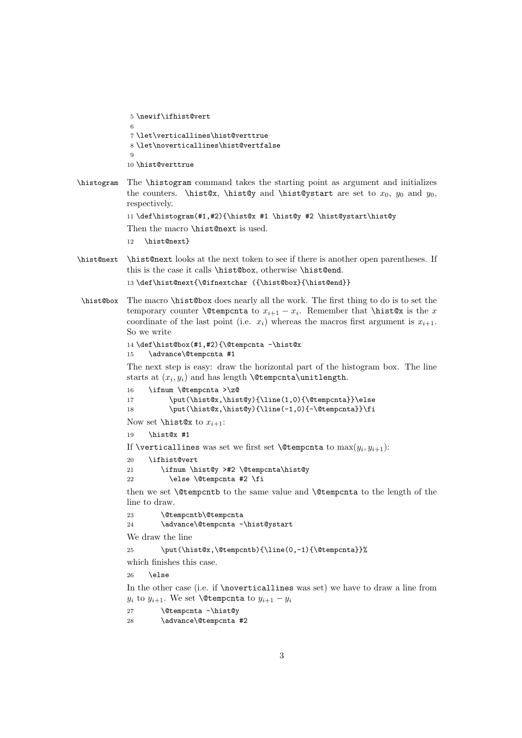```
5 \newif\ifhist@vert
6
7 \let\verticallines\hist@verttrue
8 \let\noverticallines\hist@vertfalse
9
10 \hist@verttrue
```

`\histogram` The `\histogram` command takes the starting point as argument and initializes the counters. `\hist@x`, `\hist@y` and `\hist@ystart` are set to $x_0$, $y_0$ and $y_0$, respectively.

```
11 \def\histogram(#1,#2){\hist@x #1 \hist@y #2 \hist@ystart\hist@y
```

Then the macro `\hist@next` is used.

```
12   \hist@next}
```

`\hist@next` `\hist@next` looks at the next token to see if there is another open parentheses. If this is the case it calls `\hist@box`, otherwise `\hist@end`.

```
13 \def\hist@next{\@ifnextchar ({\hist@box}{\hist@end}}
```

`\hist@box` The macro `\hist@box` does nearly all the work. The first thing to do is to set the temporary counter `\@tempcnta` to $x_{i+1} - x_i$. Remember that `\hist@x` is the $x$ coordinate of the last point (i.e. $x_i$) whereas the macros first argument is $x_{i+1}$. So we write

```
14 \def\hist@box(#1,#2){\@tempcnta -\hist@x
15     \advance\@tempcnta #1
```

The next step is easy: draw the horizontal part of the histogram box. The line starts at $(x_i, y_i)$ and has length `\@tempcnta\unitlength`.

```
16     \ifnum \@tempcnta >\z@
17         \put(\hist@x,\hist@y){\line(1,0){\@tempcnta}}\else
18         \put(\hist@x,\hist@y){\line(-1,0){-\@tempcnta}}\fi
```

Now set `\hist@x` to $x_{i+1}$:

```
19     \hist@x #1
```

If `\verticallines` was set we first set `\@tempcnta` to $\max(y_i, y_{i+1})$:

```
20     \ifhist@vert
21       \ifnum \hist@y >#2 \@tempcnta\hist@y
22         \else \@tempcnta #2 \fi
```

then we set `\@tempcntb` to the same value and `\@tempcnta` to the length of the line to draw.

```
23       \@tempcntb\@tempcnta
24       \advance\@tempcnta -\hist@ystart
```

We draw the line

```
25       \put(\hist@x,\@tempcntb){\line(0,-1){\@tempcnta}}%
```

which finishes this case.

```
26     \else
```

In the other case (i.e. if `\noverticallines` was set) we have to draw a line from $y_i$ to $y_{i+1}$. We set `\@tempcnta` to $y_{i+1} - y_i$

```
27       \@tempcnta -\hist@y
28       \advance\@tempcnta #2
```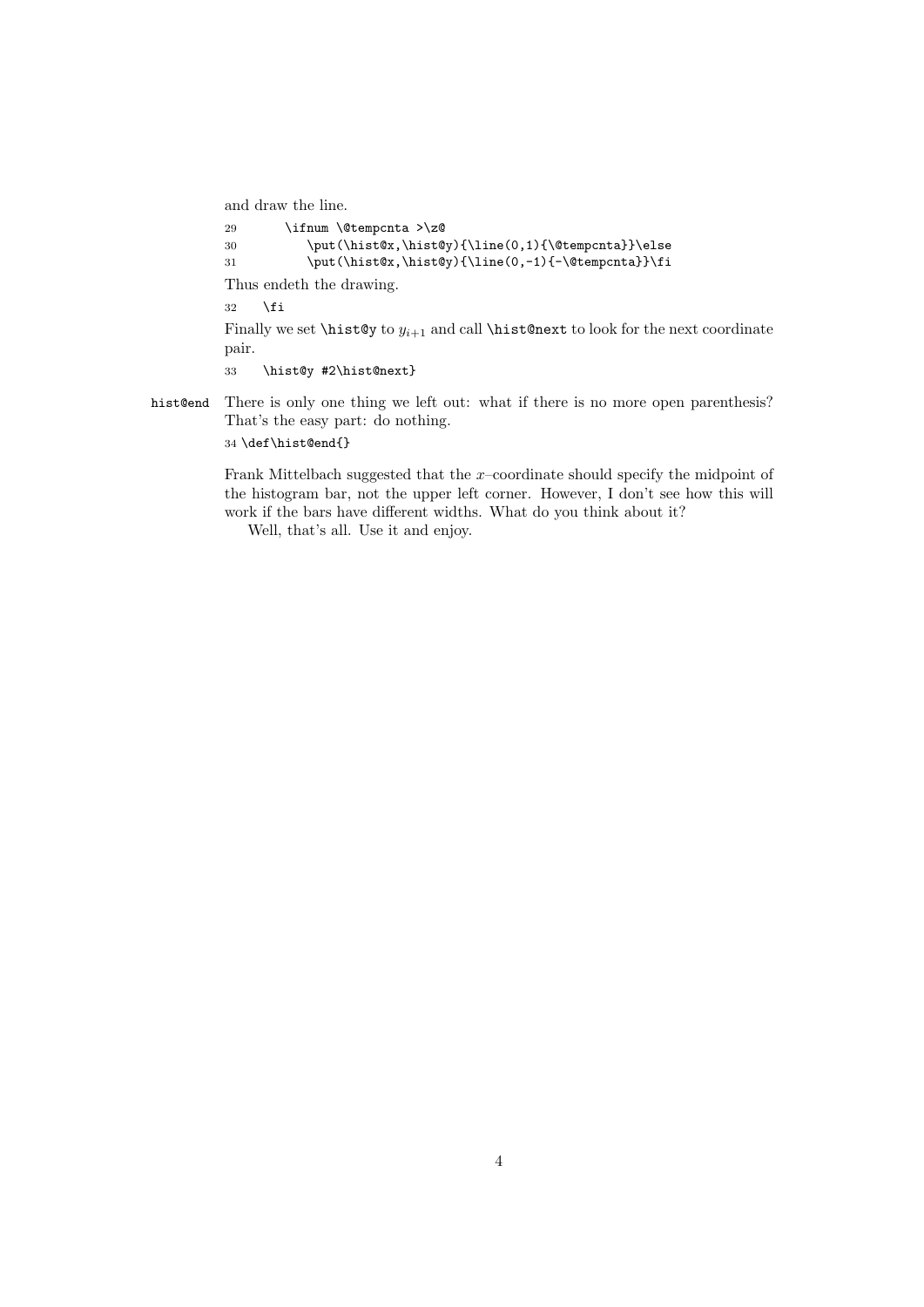and draw the line.

```
29       \ifnum \@tempcnta >\z@
30          \put(\hist@x,\hist@y){\line(0,1){\@tempcnta}}\else
31          \put(\hist@x,\hist@y){\line(0,-1){-\@tempcnta}}\fi
```

Thus endeth the drawing.

```
32    \fi
```

Finally we set `\hist@y` to $y_{i+1}$ and call `\hist@next` to look for the next coordinate pair.

```
33    \hist@y #2\hist@next}
```

`hist@end` There is only one thing we left out: what if there is no more open parenthesis? That's the easy part: do nothing.

```
34 \def\hist@end{}
```

Frank Mittelbach suggested that the $x$–coordinate should specify the midpoint of the histogram bar, not the upper left corner. However, I don't see how this will work if the bars have different widths. What do you think about it?

Well, that's all. Use it and enjoy.